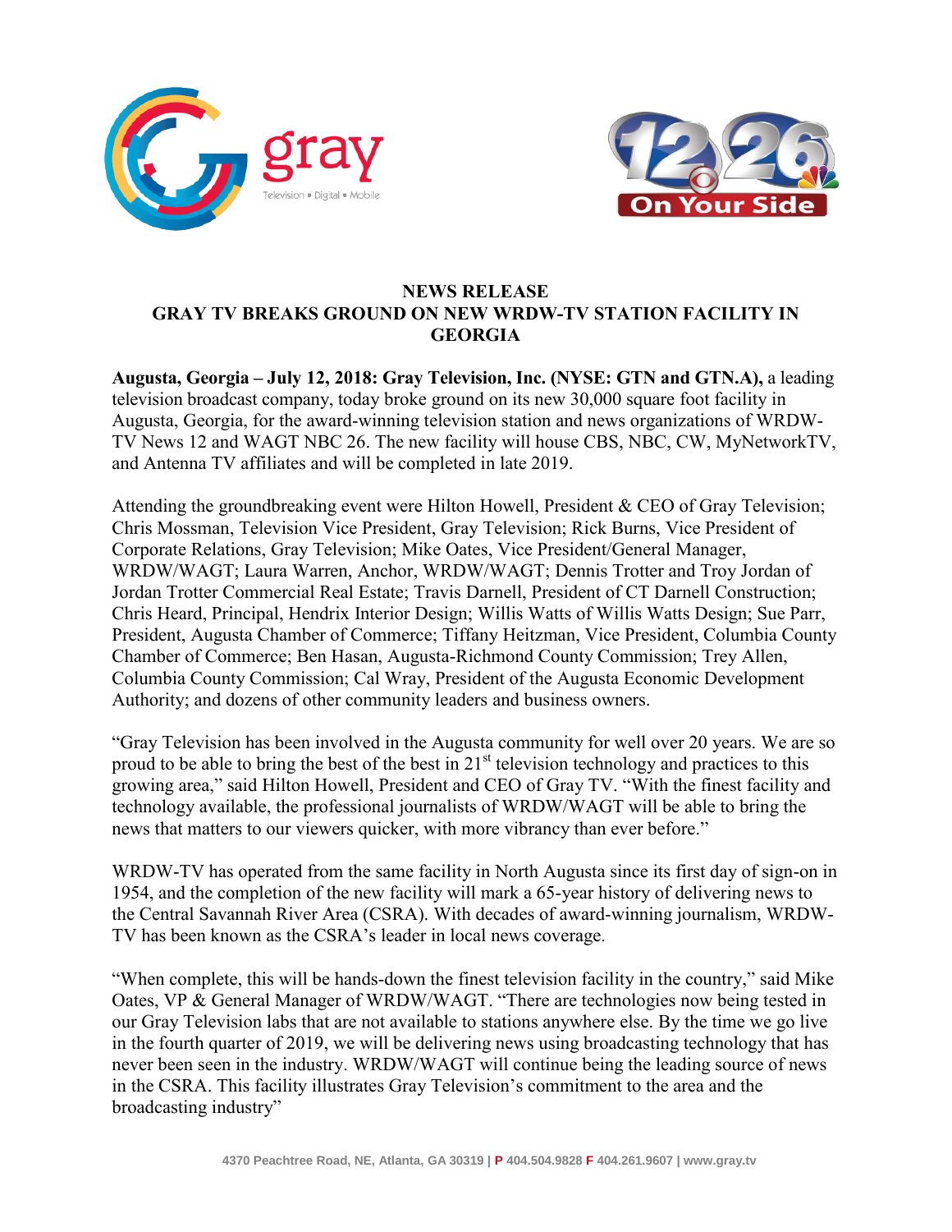# NEWS RELEASE
## GRAY TV BREAKS GROUND ON NEW WRDW-TV STATION FACILITY IN GEORGIA

**Augusta, Georgia – July 12, 2018: Gray Television, Inc. (NYSE: GTN and GTN.A),** a leading television broadcast company, today broke ground on its new 30,000 square foot facility in Augusta, Georgia, for the award-winning television station and news organizations of WRDW-TV News 12 and WAGT NBC 26. The new facility will house CBS, NBC, CW, MyNetworkTV, and Antenna TV affiliates and will be completed in late 2019.

Attending the groundbreaking event were Hilton Howell, President & CEO of Gray Television; Chris Mossman, Television Vice President, Gray Television; Rick Burns, Vice President of Corporate Relations, Gray Television; Mike Oates, Vice President/General Manager, WRDW/WAGT; Laura Warren, Anchor, WRDW/WAGT; Dennis Trotter and Troy Jordan of Jordan Trotter Commercial Real Estate; Travis Darnell, President of CT Darnell Construction; Chris Heard, Principal, Hendrix Interior Design; Willis Watts of Willis Watts Design; Sue Parr, President, Augusta Chamber of Commerce; Tiffany Heitzman, Vice President, Columbia County Chamber of Commerce; Ben Hasan, Augusta-Richmond County Commission; Trey Allen, Columbia County Commission; Cal Wray, President of the Augusta Economic Development Authority; and dozens of other community leaders and business owners.

"Gray Television has been involved in the Augusta community for well over 20 years. We are so proud to be able to bring the best of the best in 21st television technology and practices to this growing area," said Hilton Howell, President and CEO of Gray TV. "With the finest facility and technology available, the professional journalists of WRDW/WAGT will be able to bring the news that matters to our viewers quicker, with more vibrancy than ever before."

WRDW-TV has operated from the same facility in North Augusta since its first day of sign-on in 1954, and the completion of the new facility will mark a 65-year history of delivering news to the Central Savannah River Area (CSRA). With decades of award-winning journalism, WRDW-TV has been known as the CSRA's leader in local news coverage.

"When complete, this will be hands-down the finest television facility in the country," said Mike Oates, VP & General Manager of WRDW/WAGT. "There are technologies now being tested in our Gray Television labs that are not available to stations anywhere else. By the time we go live in the fourth quarter of 2019, we will be delivering news using broadcasting technology that has never been seen in the industry. WRDW/WAGT will continue being the leading source of news in the CSRA. This facility illustrates Gray Television's commitment to the area and the broadcasting industry"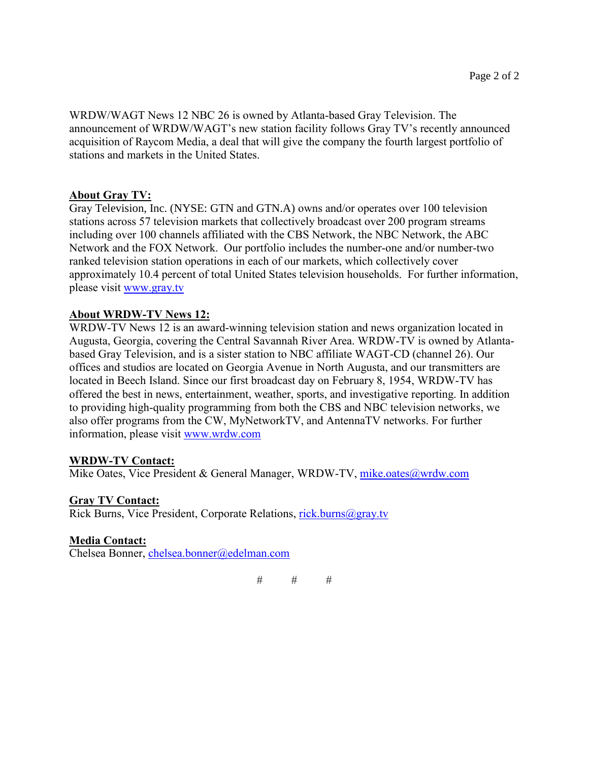WRDW/WAGT News 12 NBC 26 is owned by Atlanta-based Gray Television. The announcement of WRDW/WAGT's new station facility follows Gray TV's recently announced acquisition of Raycom Media, a deal that will give the company the fourth largest portfolio of stations and markets in the United States.

**About Gray TV:**

Gray Television, Inc. (NYSE: GTN and GTN.A) owns and/or operates over 100 television stations across 57 television markets that collectively broadcast over 200 program streams including over 100 channels affiliated with the CBS Network, the NBC Network, the ABC Network and the FOX Network. Our portfolio includes the number-one and/or number-two ranked television station operations in each of our markets, which collectively cover approximately 10.4 percent of total United States television households. For further information, please visit www.gray.tv

**About WRDW-TV News 12:**

WRDW-TV News 12 is an award-winning television station and news organization located in Augusta, Georgia, covering the Central Savannah River Area. WRDW-TV is owned by Atlanta-based Gray Television, and is a sister station to NBC affiliate WAGT-CD (channel 26). Our offices and studios are located on Georgia Avenue in North Augusta, and our transmitters are located in Beech Island. Since our first broadcast day on February 8, 1954, WRDW-TV has offered the best in news, entertainment, weather, sports, and investigative reporting. In addition to providing high-quality programming from both the CBS and NBC television networks, we also offer programs from the CW, MyNetworkTV, and AntennaTV networks. For further information, please visit www.wrdw.com

**WRDW-TV Contact:**

Mike Oates, Vice President & General Manager, WRDW-TV, mike.oates@wrdw.com

**Gray TV Contact:**

Rick Burns, Vice President, Corporate Relations, rick.burns@gray.tv

**Media Contact:**

Chelsea Bonner, chelsea.bonner@edelman.com

# # #